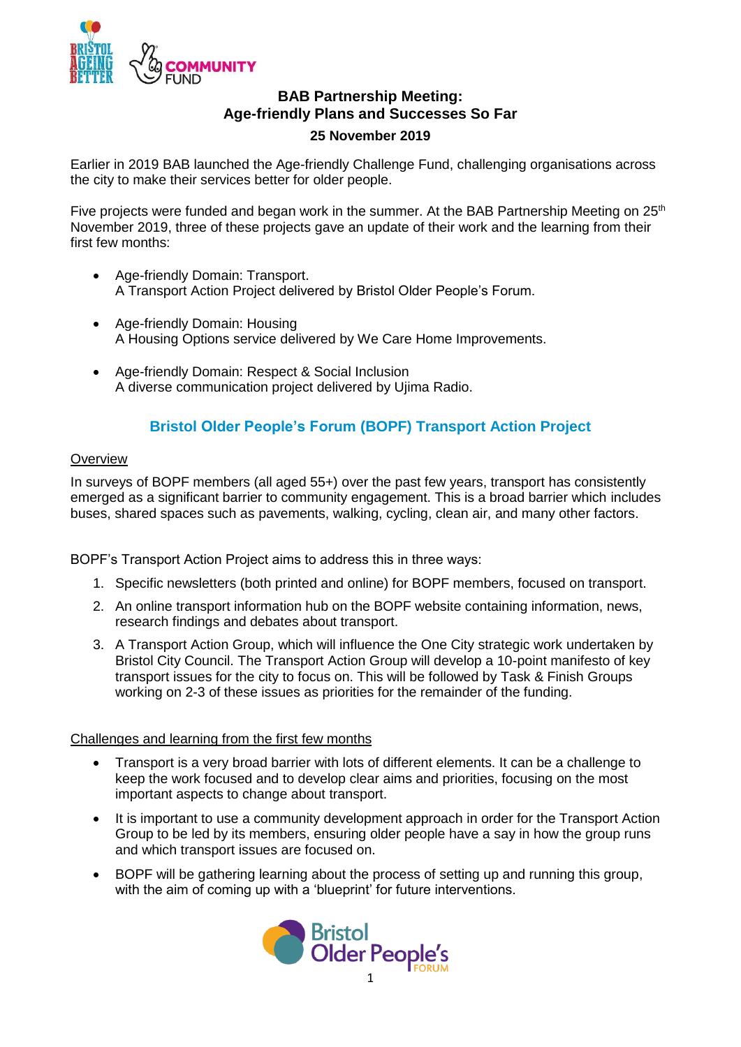# BAB Partnership Meeting: Age-friendly Plans and Successes So Far

**25 November 2019**

Earlier in 2019 BAB launched the Age-friendly Challenge Fund, challenging organisations across the city to make their services better for older people.

Five projects were funded and began work in the summer. At the BAB Partnership Meeting on 25th November 2019, three of these projects gave an update of their work and the learning from their first few months:

- Age-friendly Domain: Transport.
  A Transport Action Project delivered by Bristol Older People's Forum.
- Age-friendly Domain: Housing
  A Housing Options service delivered by We Care Home Improvements.
- Age-friendly Domain: Respect & Social Inclusion
  A diverse communication project delivered by Ujima Radio.

## Bristol Older People's Forum (BOPF) Transport Action Project

### Overview

In surveys of BOPF members (all aged 55+) over the past few years, transport has consistently emerged as a significant barrier to community engagement. This is a broad barrier which includes buses, shared spaces such as pavements, walking, cycling, clean air, and many other factors.

BOPF's Transport Action Project aims to address this in three ways:

1. Specific newsletters (both printed and online) for BOPF members, focused on transport.
2. An online transport information hub on the BOPF website containing information, news, research findings and debates about transport.
3. A Transport Action Group, which will influence the One City strategic work undertaken by Bristol City Council. The Transport Action Group will develop a 10-point manifesto of key transport issues for the city to focus on. This will be followed by Task & Finish Groups working on 2-3 of these issues as priorities for the remainder of the funding.

### Challenges and learning from the first few months

- Transport is a very broad barrier with lots of different elements. It can be a challenge to keep the work focused and to develop clear aims and priorities, focusing on the most important aspects to change about transport.
- It is important to use a community development approach in order for the Transport Action Group to be led by its members, ensuring older people have a say in how the group runs and which transport issues are focused on.
- BOPF will be gathering learning about the process of setting up and running this group, with the aim of coming up with a 'blueprint' for future interventions.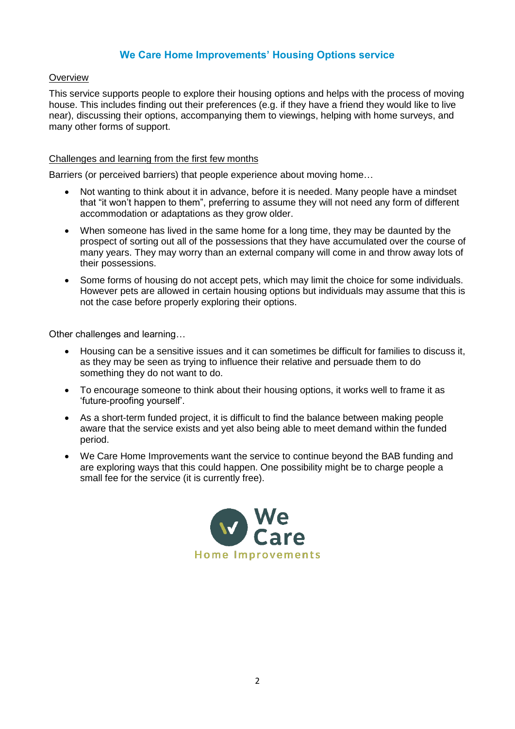## We Care Home Improvements' Housing Options service

Overview

This service supports people to explore their housing options and helps with the process of moving house. This includes finding out their preferences (e.g. if they have a friend they would like to live near), discussing their options, accompanying them to viewings, helping with home surveys, and many other forms of support.

Challenges and learning from the first few months

Barriers (or perceived barriers) that people experience about moving home…

- Not wanting to think about it in advance, before it is needed. Many people have a mindset that "it won't happen to them", preferring to assume they will not need any form of different accommodation or adaptations as they grow older.
- When someone has lived in the same home for a long time, they may be daunted by the prospect of sorting out all of the possessions that they have accumulated over the course of many years. They may worry than an external company will come in and throw away lots of their possessions.
- Some forms of housing do not accept pets, which may limit the choice for some individuals. However pets are allowed in certain housing options but individuals may assume that this is not the case before properly exploring their options.

Other challenges and learning…

- Housing can be a sensitive issues and it can sometimes be difficult for families to discuss it, as they may be seen as trying to influence their relative and persuade them to do something they do not want to do.
- To encourage someone to think about their housing options, it works well to frame it as 'future-proofing yourself'.
- As a short-term funded project, it is difficult to find the balance between making people aware that the service exists and yet also being able to meet demand within the funded period.
- We Care Home Improvements want the service to continue beyond the BAB funding and are exploring ways that this could happen. One possibility might be to charge people a small fee for the service (it is currently free).

We Care Home Improvements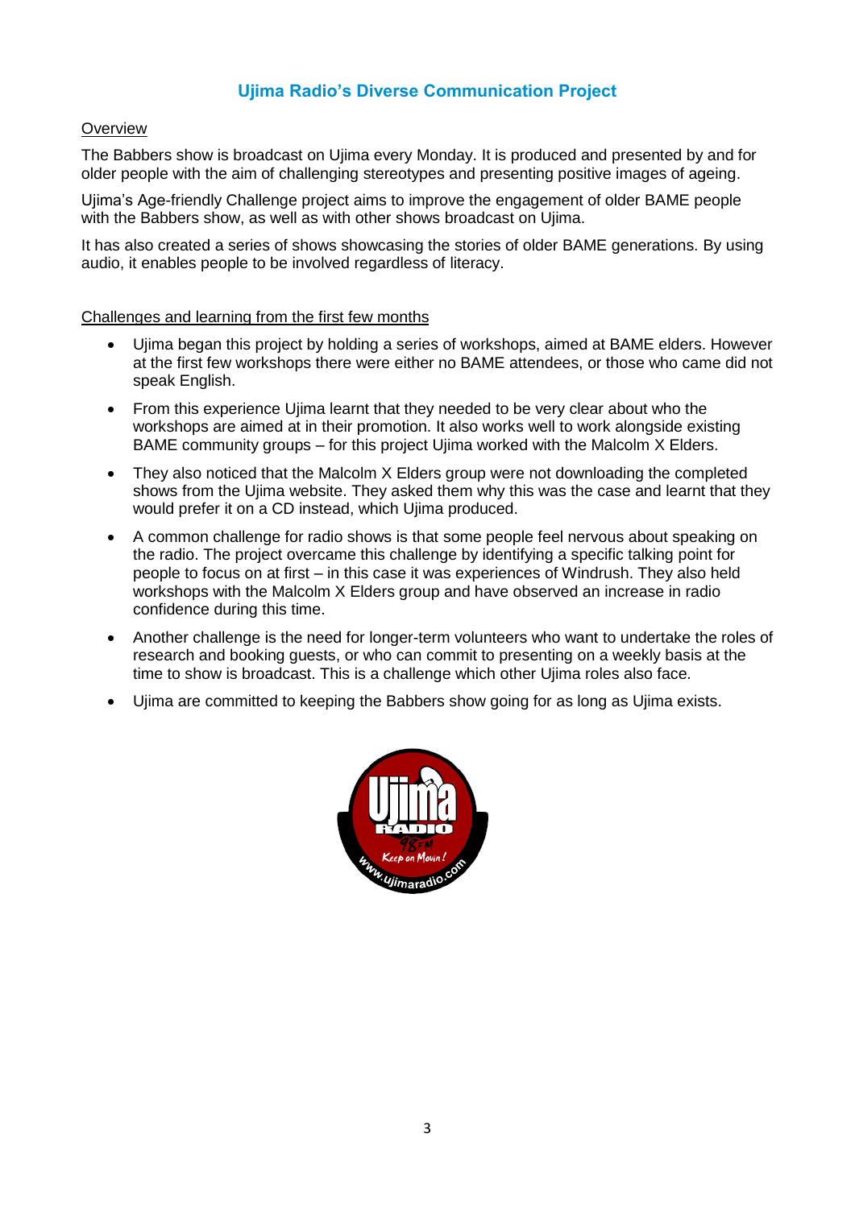## Ujima Radio's Diverse Communication Project

### Overview

The Babbers show is broadcast on Ujima every Monday. It is produced and presented by and for older people with the aim of challenging stereotypes and presenting positive images of ageing.

Ujima's Age-friendly Challenge project aims to improve the engagement of older BAME people with the Babbers show, as well as with other shows broadcast on Ujima.

It has also created a series of shows showcasing the stories of older BAME generations. By using audio, it enables people to be involved regardless of literacy.

### Challenges and learning from the first few months

- Ujima began this project by holding a series of workshops, aimed at BAME elders. However at the first few workshops there were either no BAME attendees, or those who came did not speak English.
- From this experience Ujima learnt that they needed to be very clear about who the workshops are aimed at in their promotion. It also works well to work alongside existing BAME community groups – for this project Ujima worked with the Malcolm X Elders.
- They also noticed that the Malcolm X Elders group were not downloading the completed shows from the Ujima website. They asked them why this was the case and learnt that they would prefer it on a CD instead, which Ujima produced.
- A common challenge for radio shows is that some people feel nervous about speaking on the radio. The project overcame this challenge by identifying a specific talking point for people to focus on at first – in this case it was experiences of Windrush. They also held workshops with the Malcolm X Elders group and have observed an increase in radio confidence during this time.
- Another challenge is the need for longer-term volunteers who want to undertake the roles of research and booking guests, or who can commit to presenting on a weekly basis at the time to show is broadcast. This is a challenge which other Ujima roles also face.
- Ujima are committed to keeping the Babbers show going for as long as Ujima exists.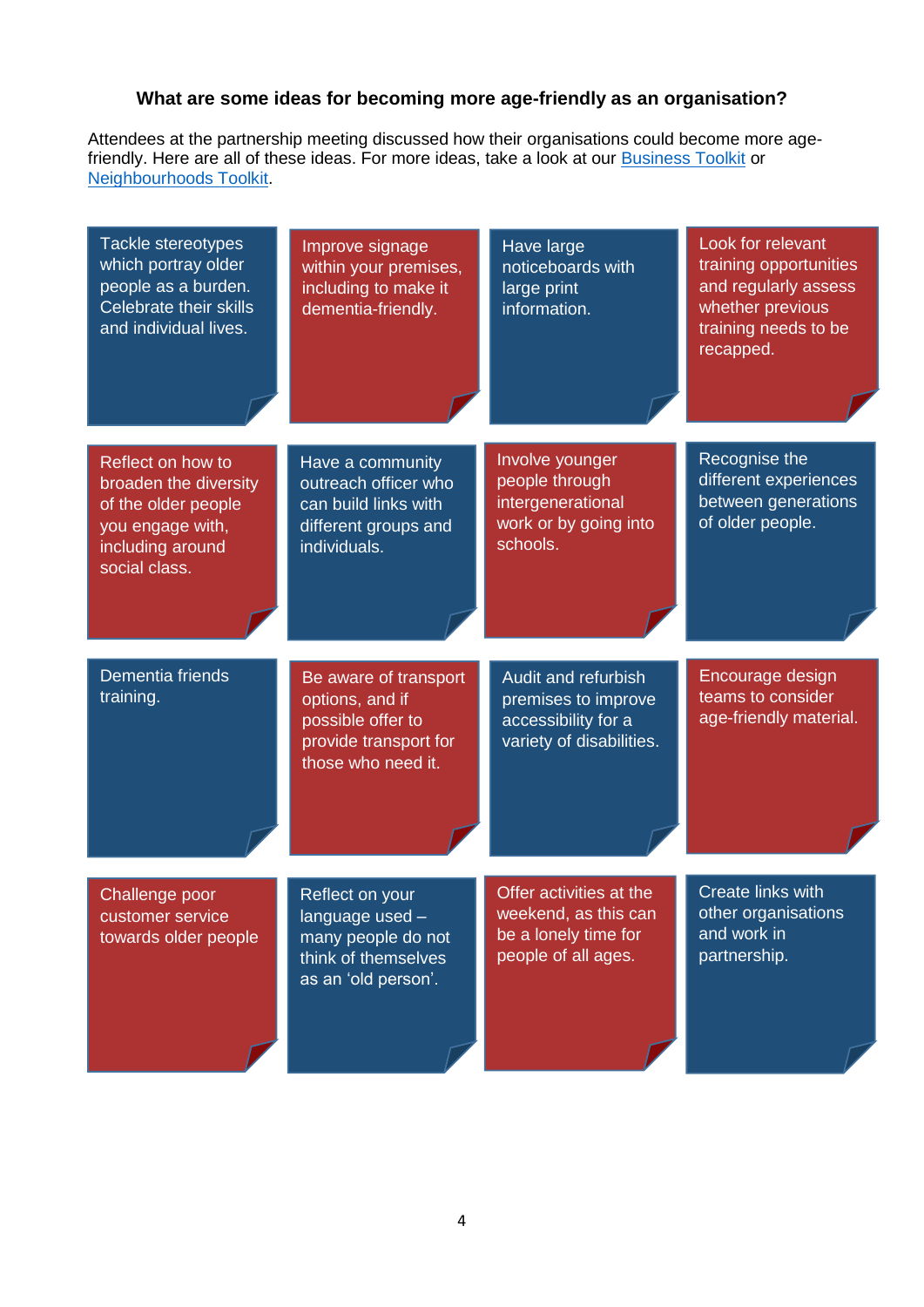**What are some ideas for becoming more age-friendly as an organisation?**

Attendees at the partnership meeting discussed how their organisations could become more age-friendly. Here are all of these ideas. For more ideas, take a look at our Business Toolkit or Neighbourhoods Toolkit.

- Tackle stereotypes which portray older people as a burden. Celebrate their skills and individual lives.
- Improve signage within your premises, including to make it dementia-friendly.
- Have large noticeboards with large print information.
- Look for relevant training opportunities and regularly assess whether previous training needs to be recapped.
- Reflect on how to broaden the diversity of the older people you engage with, including around social class.
- Have a community outreach officer who can build links with different groups and individuals.
- Involve younger people through intergenerational work or by going into schools.
- Recognise the different experiences between generations of older people.
- Dementia friends training.
- Be aware of transport options, and if possible offer to provide transport for those who need it.
- Audit and refurbish premises to improve accessibility for a variety of disabilities.
- Encourage design teams to consider age-friendly material.
- Challenge poor customer service towards older people
- Reflect on your language used – many people do not think of themselves as an 'old person'.
- Offer activities at the weekend, as this can be a lonely time for people of all ages.
- Create links with other organisations and work in partnership.